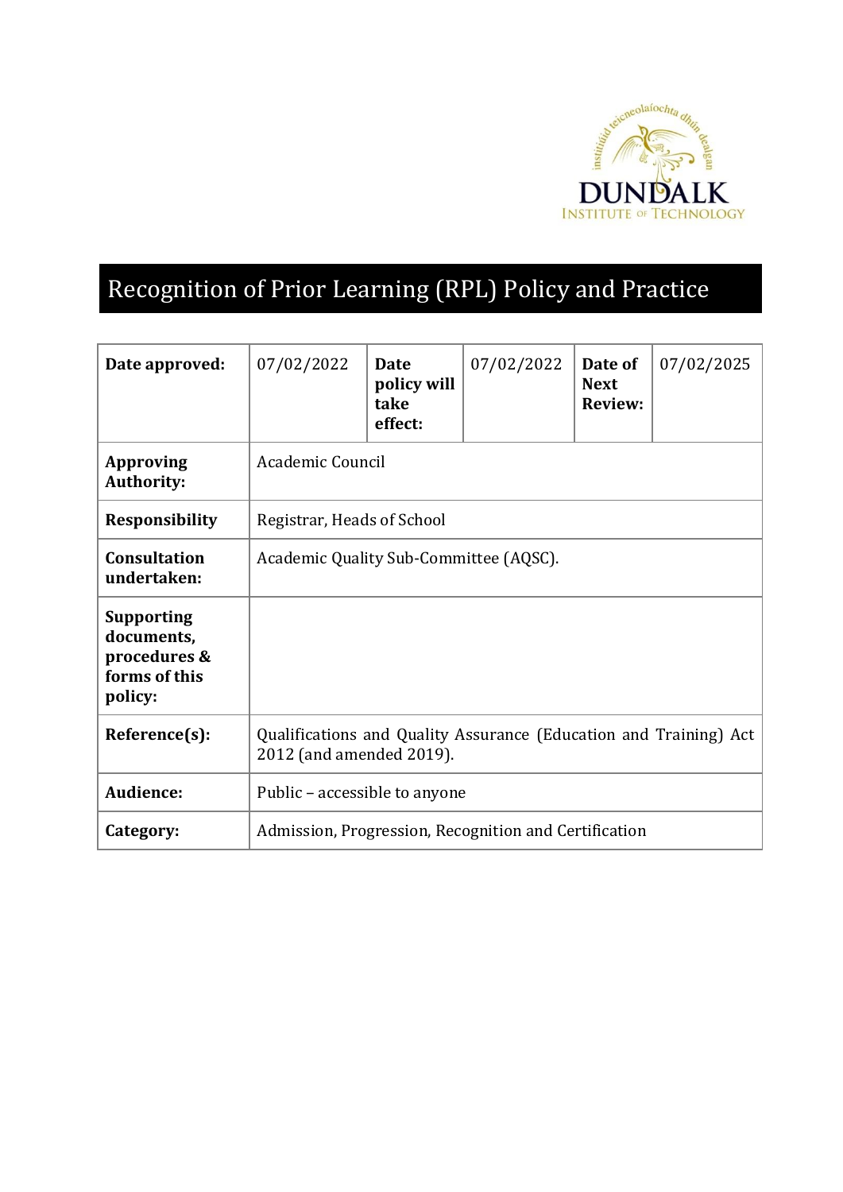# Recognition of Prior Learning (RPL) Policy and Practice

| **Date approved:** | 07/02/2022 | **Date policy will take effect:** | 07/02/2022 | **Date of Next Review:** | 07/02/2025 |
|---|---|---|---|---|---|
| **Approving Authority:** | Academic Council | | | | |
| **Responsibility** | Registrar, Heads of School | | | | |
| **Consultation undertaken:** | Academic Quality Sub-Committee (AQSC). | | | | |
| **Supporting documents, procedures & forms of this policy:** | | | | | |
| **Reference(s):** | Qualifications and Quality Assurance (Education and Training) Act 2012 (and amended 2019). | | | | |
| **Audience:** | Public – accessible to anyone | | | | |
| **Category:** | Admission, Progression, Recognition and Certification | | | | |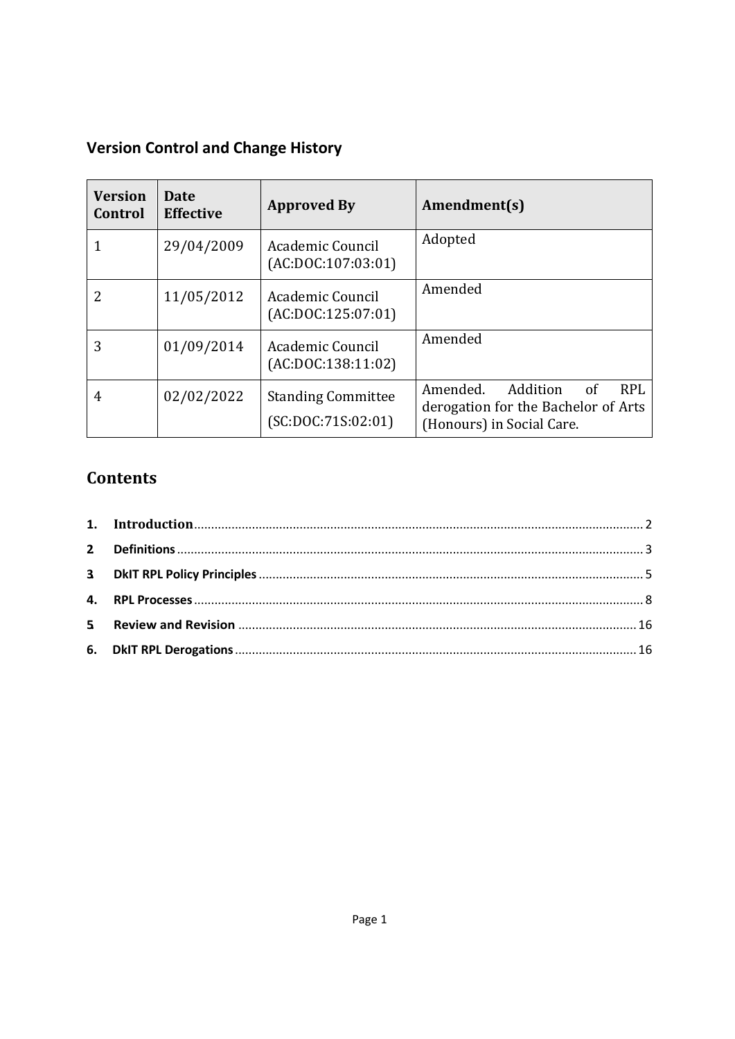## Version Control and Change History

| Version Control | Date Effective | Approved By | Amendment(s) |
|---|---|---|---|
| 1 | 29/04/2009 | Academic Council (AC:DOC:107:03:01) | Adopted |
| 2 | 11/05/2012 | Academic Council (AC:DOC:125:07:01) | Amended |
| 3 | 01/09/2014 | Academic Council (AC:DOC:138:11:02) | Amended |
| 4 | 02/02/2022 | Standing Committee (SC:DOC:71S:02:01) | Amended. Addition of RPL derogation for the Bachelor of Arts (Honours) in Social Care. |

## Contents

1. **Introduction** ..... 2
2. **Definitions** ..... 3
3. **DkIT RPL Policy Principles** ..... 5
4. **RPL Processes** ..... 8
5. **Review and Revision** ..... 16
6. **DkIT RPL Derogations** ..... 16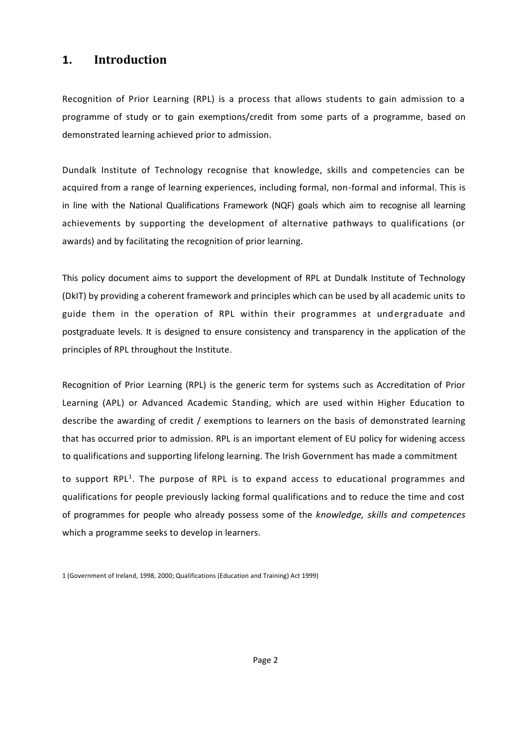## 1. Introduction

Recognition of Prior Learning (RPL) is a process that allows students to gain admission to a programme of study or to gain exemptions/credit from some parts of a programme, based on demonstrated learning achieved prior to admission.

Dundalk Institute of Technology recognise that knowledge, skills and competencies can be acquired from a range of learning experiences, including formal, non-formal and informal. This is in line with the National Qualifications Framework (NQF) goals which aim to recognise all learning achievements by supporting the development of alternative pathways to qualifications (or awards) and by facilitating the recognition of prior learning.

This policy document aims to support the development of RPL at Dundalk Institute of Technology (DkIT) by providing a coherent framework and principles which can be used by all academic units to guide them in the operation of RPL within their programmes at undergraduate and postgraduate levels. It is designed to ensure consistency and transparency in the application of the principles of RPL throughout the Institute.

Recognition of Prior Learning (RPL) is the generic term for systems such as Accreditation of Prior Learning (APL) or Advanced Academic Standing, which are used within Higher Education to describe the awarding of credit / exemptions to learners on the basis of demonstrated learning that has occurred prior to admission. RPL is an important element of EU policy for widening access to qualifications and supporting lifelong learning. The Irish Government has made a commitment to support RPL[1]. The purpose of RPL is to expand access to educational programmes and qualifications for people previously lacking formal qualifications and to reduce the time and cost of programmes for people who already possess some of the *knowledge, skills and competences* which a programme seeks to develop in learners.

1 (Government of Ireland, 1998, 2000; Qualifications (Education and Training) Act 1999)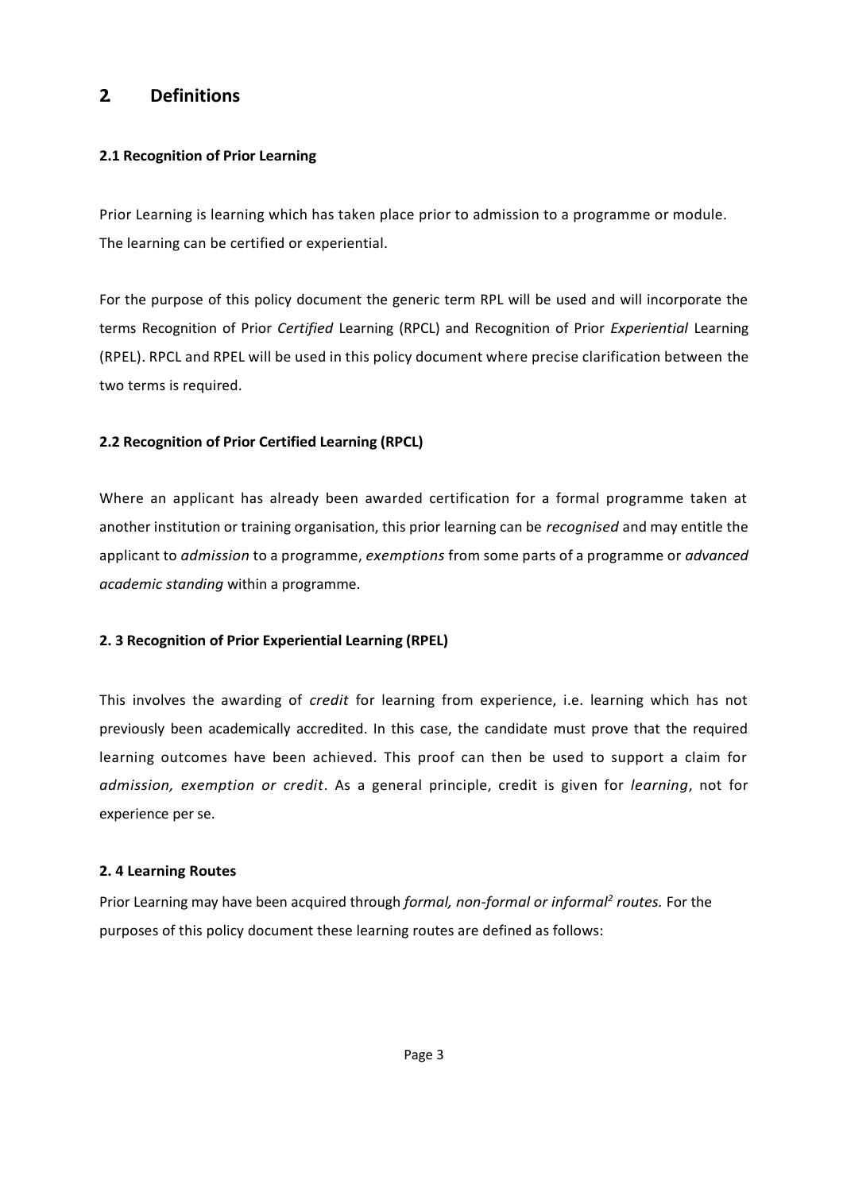## 2 Definitions

### 2.1 Recognition of Prior Learning

Prior Learning is learning which has taken place prior to admission to a programme or module. The learning can be certified or experiential.

For the purpose of this policy document the generic term RPL will be used and will incorporate the terms Recognition of Prior *Certified* Learning (RPCL) and Recognition of Prior *Experiential* Learning (RPEL). RPCL and RPEL will be used in this policy document where precise clarification between the two terms is required.

### 2.2 Recognition of Prior Certified Learning (RPCL)

Where an applicant has already been awarded certification for a formal programme taken at another institution or training organisation, this prior learning can be *recognised* and may entitle the applicant to *admission* to a programme, *exemptions* from some parts of a programme or *advanced academic standing* within a programme.

### 2. 3 Recognition of Prior Experiential Learning (RPEL)

This involves the awarding of *credit* for learning from experience, i.e. learning which has not previously been academically accredited. In this case, the candidate must prove that the required learning outcomes have been achieved. This proof can then be used to support a claim for *admission, exemption or credit*. As a general principle, credit is given for *learning*, not for experience per se.

### 2. 4 Learning Routes

Prior Learning may have been acquired through *formal, non-formal or informal*[2] *routes.* For the purposes of this policy document these learning routes are defined as follows: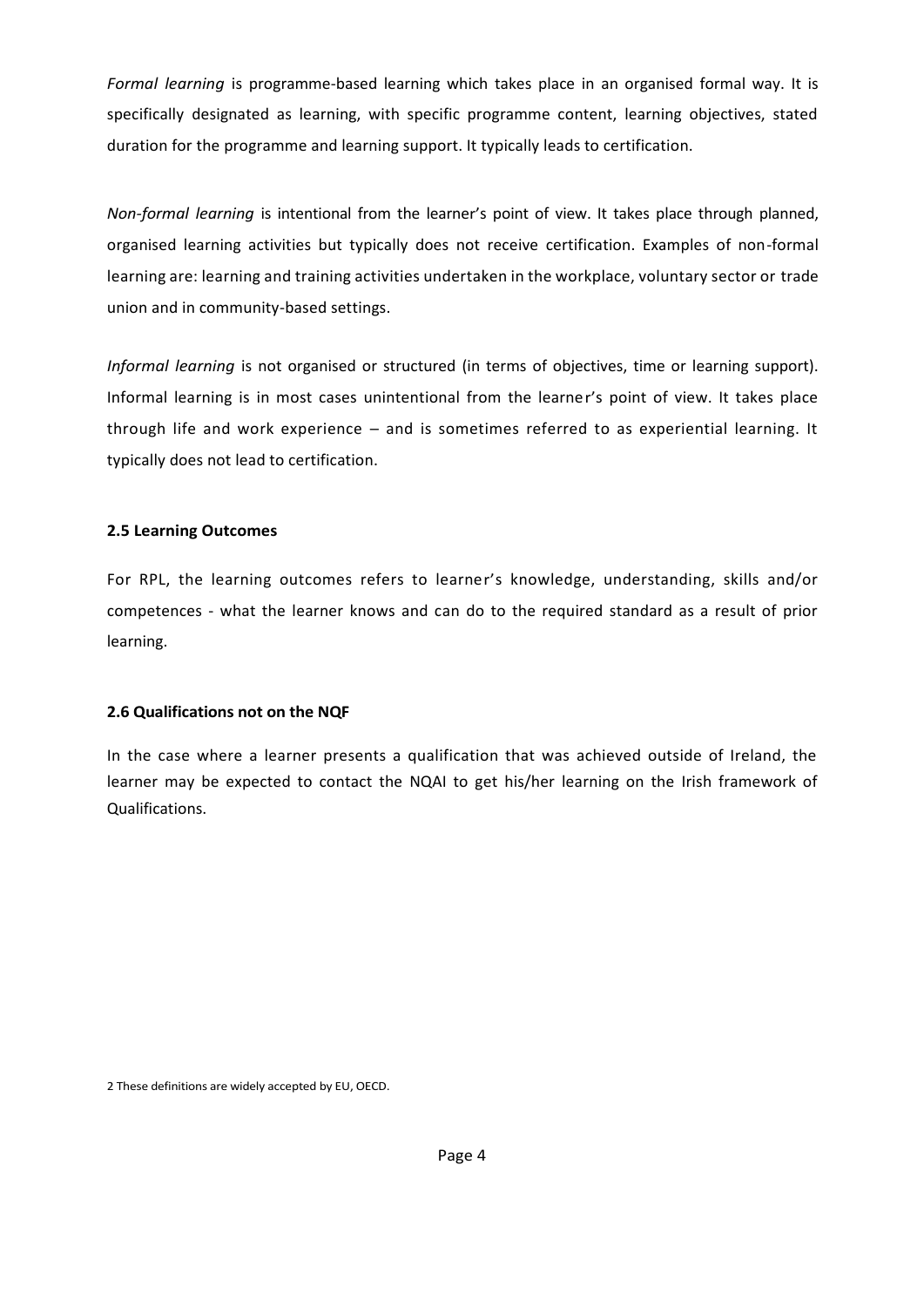*Formal learning* is programme-based learning which takes place in an organised formal way. It is specifically designated as learning, with specific programme content, learning objectives, stated duration for the programme and learning support. It typically leads to certification.

*Non-formal learning* is intentional from the learner's point of view. It takes place through planned, organised learning activities but typically does not receive certification. Examples of non-formal learning are: learning and training activities undertaken in the workplace, voluntary sector or trade union and in community-based settings.

*Informal learning* is not organised or structured (in terms of objectives, time or learning support). Informal learning is in most cases unintentional from the learner's point of view. It takes place through life and work experience – and is sometimes referred to as experiential learning. It typically does not lead to certification.

**2.5 Learning Outcomes**

For RPL, the learning outcomes refers to learner's knowledge, understanding, skills and/or competences - what the learner knows and can do to the required standard as a result of prior learning.

**2.6 Qualifications not on the NQF**

In the case where a learner presents a qualification that was achieved outside of Ireland, the learner may be expected to contact the NQAI to get his/her learning on the Irish framework of Qualifications.

2 These definitions are widely accepted by EU, OECD.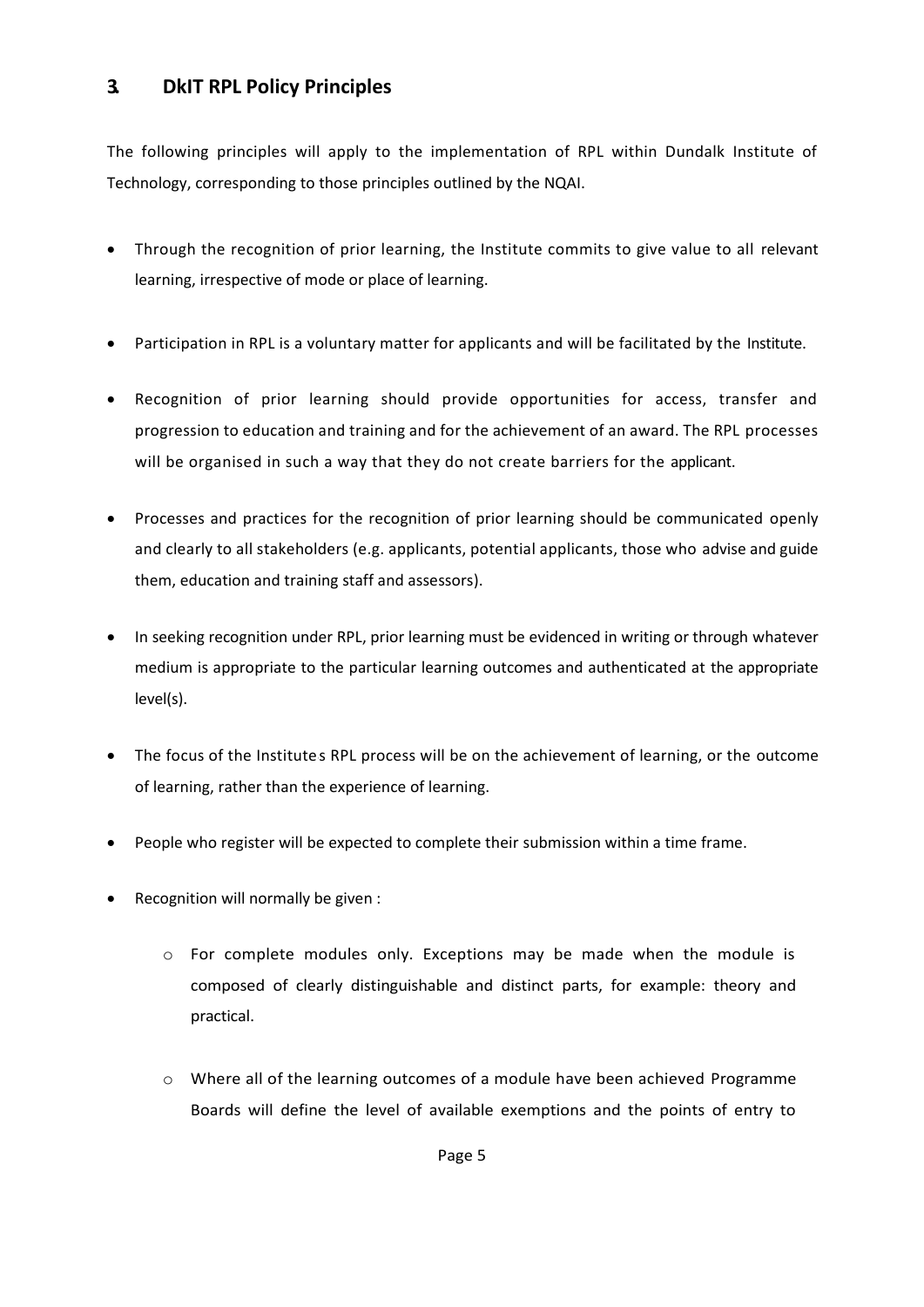## 3. DkIT RPL Policy Principles

The following principles will apply to the implementation of RPL within Dundalk Institute of Technology, corresponding to those principles outlined by the NQAI.

- Through the recognition of prior learning, the Institute commits to give value to all relevant learning, irrespective of mode or place of learning.
- Participation in RPL is a voluntary matter for applicants and will be facilitated by the Institute.
- Recognition of prior learning should provide opportunities for access, transfer and progression to education and training and for the achievement of an award. The RPL processes will be organised in such a way that they do not create barriers for the applicant.
- Processes and practices for the recognition of prior learning should be communicated openly and clearly to all stakeholders (e.g. applicants, potential applicants, those who advise and guide them, education and training staff and assessors).
- In seeking recognition under RPL, prior learning must be evidenced in writing or through whatever medium is appropriate to the particular learning outcomes and authenticated at the appropriate level(s).
- The focus of the Institutes RPL process will be on the achievement of learning, or the outcome of learning, rather than the experience of learning.
- People who register will be expected to complete their submission within a time frame.
- Recognition will normally be given :
  - For complete modules only. Exceptions may be made when the module is composed of clearly distinguishable and distinct parts, for example: theory and practical.
  - Where all of the learning outcomes of a module have been achieved Programme Boards will define the level of available exemptions and the points of entry to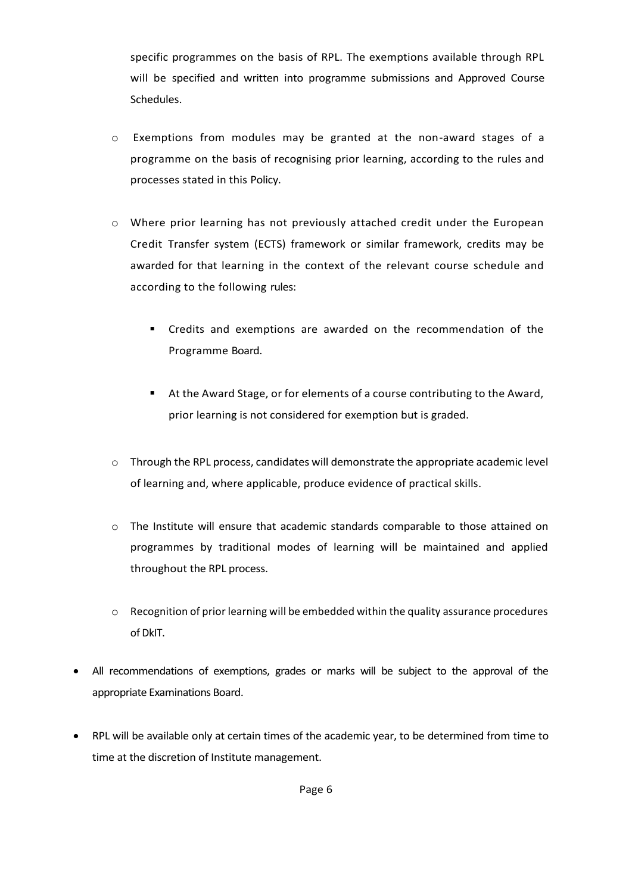specific programmes on the basis of RPL. The exemptions available through RPL will be specified and written into programme submissions and Approved Course Schedules.

  - Exemptions from modules may be granted at the non-award stages of a programme on the basis of recognising prior learning, according to the rules and processes stated in this Policy.

  - Where prior learning has not previously attached credit under the European Credit Transfer system (ECTS) framework or similar framework, credits may be awarded for that learning in the context of the relevant course schedule and according to the following rules:

    - Credits and exemptions are awarded on the recommendation of the Programme Board.

    - At the Award Stage, or for elements of a course contributing to the Award, prior learning is not considered for exemption but is graded.

  - Through the RPL process, candidates will demonstrate the appropriate academic level of learning and, where applicable, produce evidence of practical skills.

  - The Institute will ensure that academic standards comparable to those attained on programmes by traditional modes of learning will be maintained and applied throughout the RPL process.

  - Recognition of prior learning will be embedded within the quality assurance procedures of DkIT.

- All recommendations of exemptions, grades or marks will be subject to the approval of the appropriate Examinations Board.

- RPL will be available only at certain times of the academic year, to be determined from time to time at the discretion of Institute management.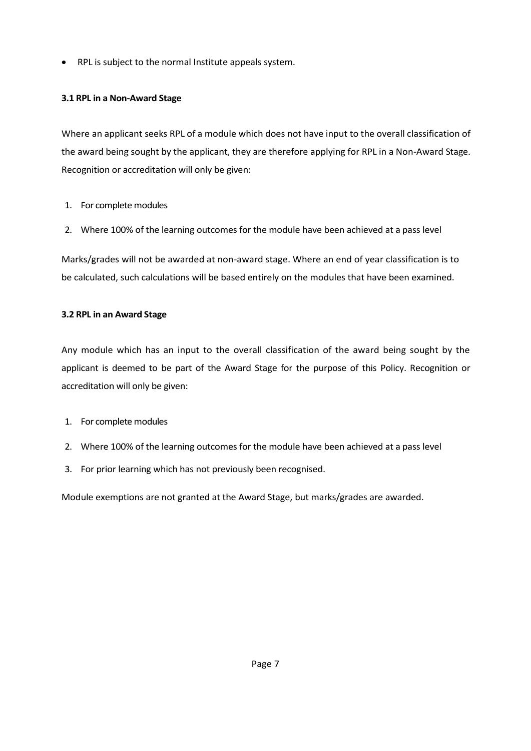- RPL is subject to the normal Institute appeals system.

### 3.1 RPL in a Non-Award Stage

Where an applicant seeks RPL of a module which does not have input to the overall classification of the award being sought by the applicant, they are therefore applying for RPL in a Non-Award Stage. Recognition or accreditation will only be given:

1. For complete modules
2. Where 100% of the learning outcomes for the module have been achieved at a pass level

Marks/grades will not be awarded at non-award stage. Where an end of year classification is to be calculated, such calculations will be based entirely on the modules that have been examined.

### 3.2 RPL in an Award Stage

Any module which has an input to the overall classification of the award being sought by the applicant is deemed to be part of the Award Stage for the purpose of this Policy. Recognition or accreditation will only be given:

1. For complete modules
2. Where 100% of the learning outcomes for the module have been achieved at a pass level
3. For prior learning which has not previously been recognised.

Module exemptions are not granted at the Award Stage, but marks/grades are awarded.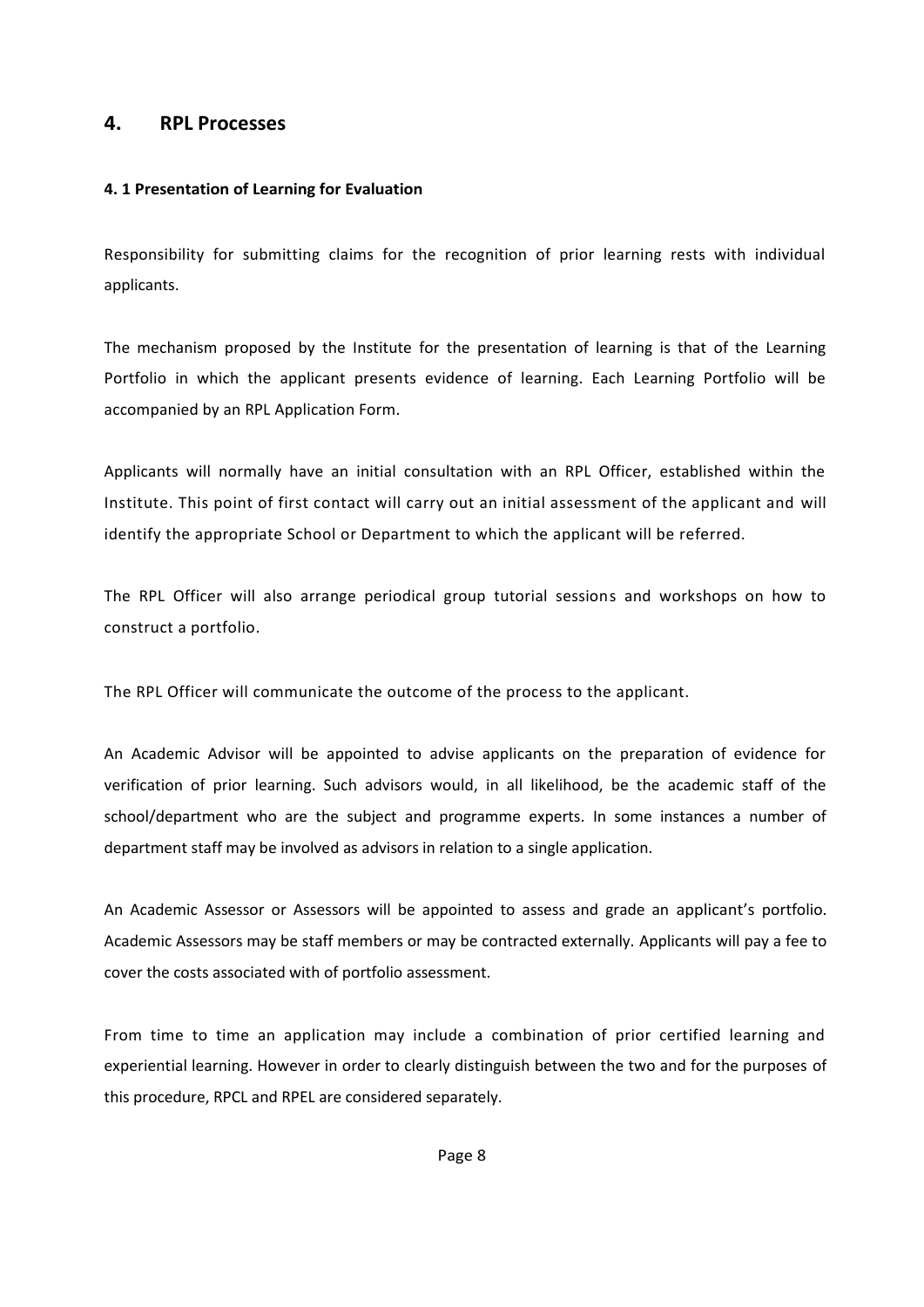## 4. RPL Processes

### 4. 1 Presentation of Learning for Evaluation

Responsibility for submitting claims for the recognition of prior learning rests with individual applicants.

The mechanism proposed by the Institute for the presentation of learning is that of the Learning Portfolio in which the applicant presents evidence of learning. Each Learning Portfolio will be accompanied by an RPL Application Form.

Applicants will normally have an initial consultation with an RPL Officer, established within the Institute. This point of first contact will carry out an initial assessment of the applicant and will identify the appropriate School or Department to which the applicant will be referred.

The RPL Officer will also arrange periodical group tutorial sessions and workshops on how to construct a portfolio.

The RPL Officer will communicate the outcome of the process to the applicant.

An Academic Advisor will be appointed to advise applicants on the preparation of evidence for verification of prior learning. Such advisors would, in all likelihood, be the academic staff of the school/department who are the subject and programme experts. In some instances a number of department staff may be involved as advisors in relation to a single application.

An Academic Assessor or Assessors will be appointed to assess and grade an applicant's portfolio. Academic Assessors may be staff members or may be contracted externally. Applicants will pay a fee to cover the costs associated with of portfolio assessment.

From time to time an application may include a combination of prior certified learning and experiential learning. However in order to clearly distinguish between the two and for the purposes of this procedure, RPCL and RPEL are considered separately.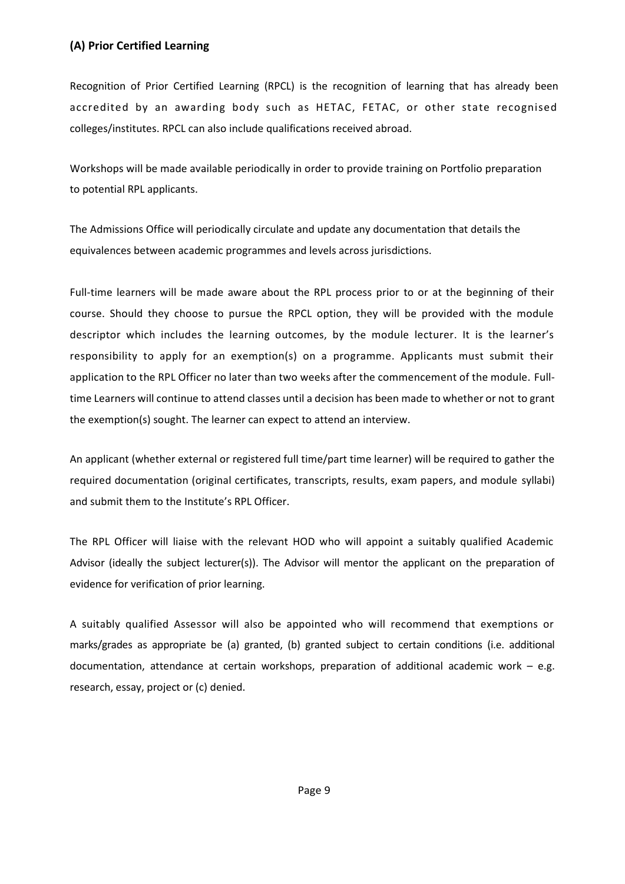### (A) Prior Certified Learning

Recognition of Prior Certified Learning (RPCL) is the recognition of learning that has already been accredited by an awarding body such as HETAC, FETAC, or other state recognised colleges/institutes. RPCL can also include qualifications received abroad.

Workshops will be made available periodically in order to provide training on Portfolio preparation to potential RPL applicants.

The Admissions Office will periodically circulate and update any documentation that details the equivalences between academic programmes and levels across jurisdictions.

Full-time learners will be made aware about the RPL process prior to or at the beginning of their course. Should they choose to pursue the RPCL option, they will be provided with the module descriptor which includes the learning outcomes, by the module lecturer. It is the learner's responsibility to apply for an exemption(s) on a programme. Applicants must submit their application to the RPL Officer no later than two weeks after the commencement of the module. Full-time Learners will continue to attend classes until a decision has been made to whether or not to grant the exemption(s) sought. The learner can expect to attend an interview.

An applicant (whether external or registered full time/part time learner) will be required to gather the required documentation (original certificates, transcripts, results, exam papers, and module syllabi) and submit them to the Institute's RPL Officer.

The RPL Officer will liaise with the relevant HOD who will appoint a suitably qualified Academic Advisor (ideally the subject lecturer(s)). The Advisor will mentor the applicant on the preparation of evidence for verification of prior learning.

A suitably qualified Assessor will also be appointed who will recommend that exemptions or marks/grades as appropriate be (a) granted, (b) granted subject to certain conditions (i.e. additional documentation, attendance at certain workshops, preparation of additional academic work – e.g. research, essay, project or (c) denied.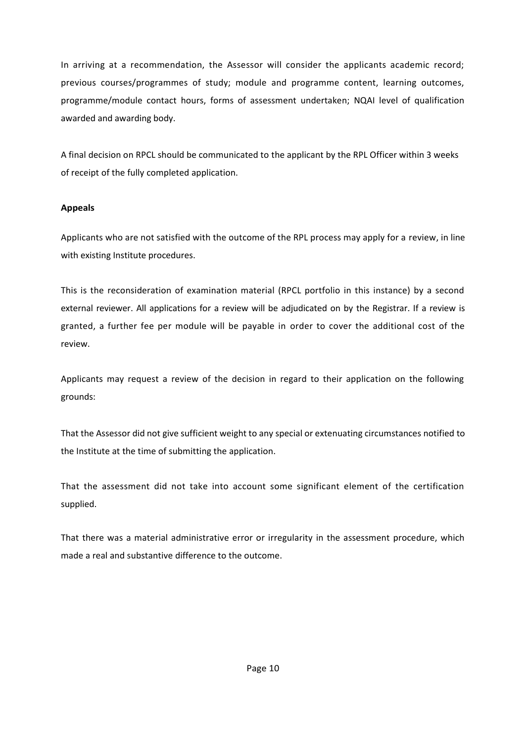In arriving at a recommendation, the Assessor will consider the applicants academic record; previous courses/programmes of study; module and programme content, learning outcomes, programme/module contact hours, forms of assessment undertaken; NQAI level of qualification awarded and awarding body.

A final decision on RPCL should be communicated to the applicant by the RPL Officer within 3 weeks of receipt of the fully completed application.

**Appeals**

Applicants who are not satisfied with the outcome of the RPL process may apply for a review, in line with existing Institute procedures.

This is the reconsideration of examination material (RPCL portfolio in this instance) by a second external reviewer. All applications for a review will be adjudicated on by the Registrar. If a review is granted, a further fee per module will be payable in order to cover the additional cost of the review.

Applicants may request a review of the decision in regard to their application on the following grounds:

That the Assessor did not give sufficient weight to any special or extenuating circumstances notified to the Institute at the time of submitting the application.

That the assessment did not take into account some significant element of the certification supplied.

That there was a material administrative error or irregularity in the assessment procedure, which made a real and substantive difference to the outcome.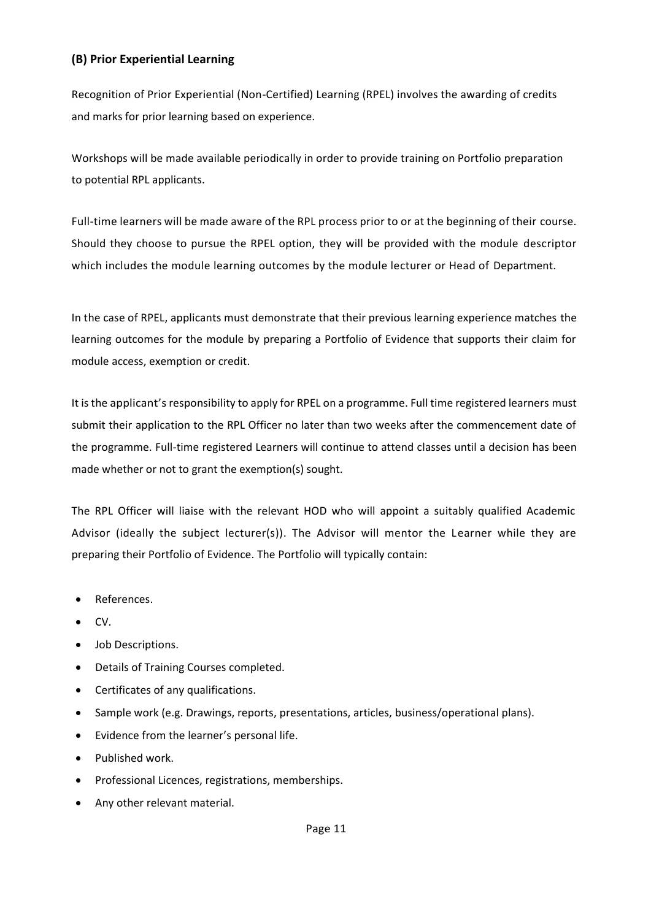### (B) Prior Experiential Learning

Recognition of Prior Experiential (Non-Certified) Learning (RPEL) involves the awarding of credits and marks for prior learning based on experience.

Workshops will be made available periodically in order to provide training on Portfolio preparation to potential RPL applicants.

Full-time learners will be made aware of the RPL process prior to or at the beginning of their course. Should they choose to pursue the RPEL option, they will be provided with the module descriptor which includes the module learning outcomes by the module lecturer or Head of Department.

In the case of RPEL, applicants must demonstrate that their previous learning experience matches the learning outcomes for the module by preparing a Portfolio of Evidence that supports their claim for module access, exemption or credit.

It is the applicant's responsibility to apply for RPEL on a programme. Full time registered learners must submit their application to the RPL Officer no later than two weeks after the commencement date of the programme. Full-time registered Learners will continue to attend classes until a decision has been made whether or not to grant the exemption(s) sought.

The RPL Officer will liaise with the relevant HOD who will appoint a suitably qualified Academic Advisor (ideally the subject lecturer(s)). The Advisor will mentor the Learner while they are preparing their Portfolio of Evidence. The Portfolio will typically contain:

- References.
- CV.
- Job Descriptions.
- Details of Training Courses completed.
- Certificates of any qualifications.
- Sample work (e.g. Drawings, reports, presentations, articles, business/operational plans).
- Evidence from the learner's personal life.
- Published work.
- Professional Licences, registrations, memberships.
- Any other relevant material.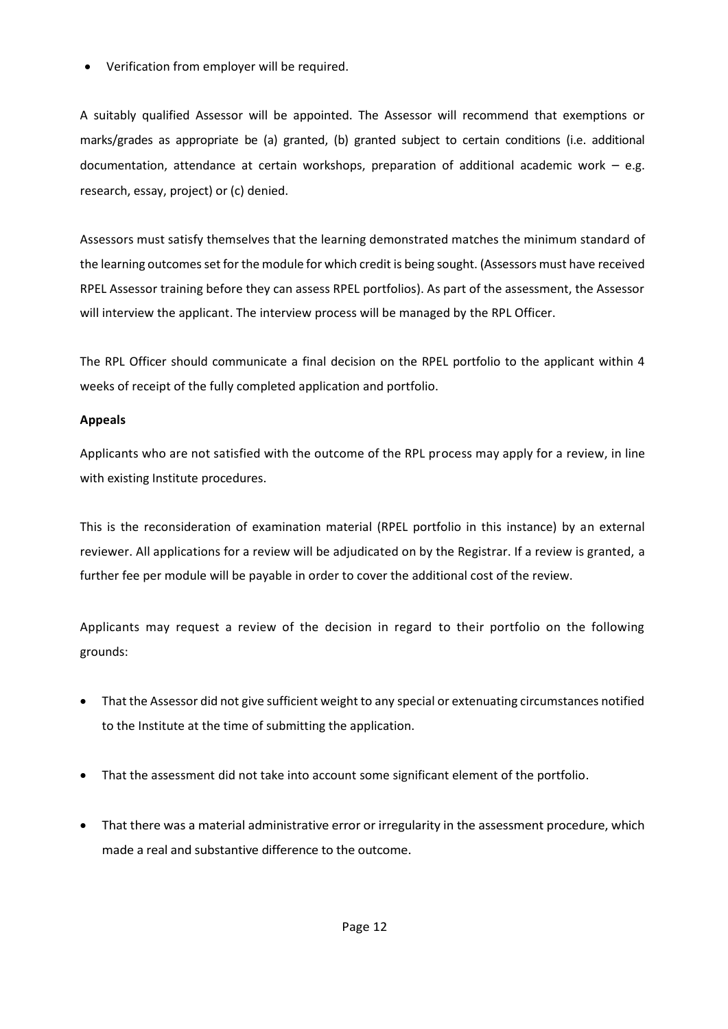- Verification from employer will be required.

A suitably qualified Assessor will be appointed. The Assessor will recommend that exemptions or marks/grades as appropriate be (a) granted, (b) granted subject to certain conditions (i.e. additional documentation, attendance at certain workshops, preparation of additional academic work – e.g. research, essay, project) or (c) denied.

Assessors must satisfy themselves that the learning demonstrated matches the minimum standard of the learning outcomes set for the module for which credit is being sought. (Assessors must have received RPEL Assessor training before they can assess RPEL portfolios). As part of the assessment, the Assessor will interview the applicant. The interview process will be managed by the RPL Officer.

The RPL Officer should communicate a final decision on the RPEL portfolio to the applicant within 4 weeks of receipt of the fully completed application and portfolio.

**Appeals**

Applicants who are not satisfied with the outcome of the RPL process may apply for a review, in line with existing Institute procedures.

This is the reconsideration of examination material (RPEL portfolio in this instance) by an external reviewer. All applications for a review will be adjudicated on by the Registrar. If a review is granted, a further fee per module will be payable in order to cover the additional cost of the review.

Applicants may request a review of the decision in regard to their portfolio on the following grounds:

- That the Assessor did not give sufficient weight to any special or extenuating circumstances notified to the Institute at the time of submitting the application.
- That the assessment did not take into account some significant element of the portfolio.
- That there was a material administrative error or irregularity in the assessment procedure, which made a real and substantive difference to the outcome.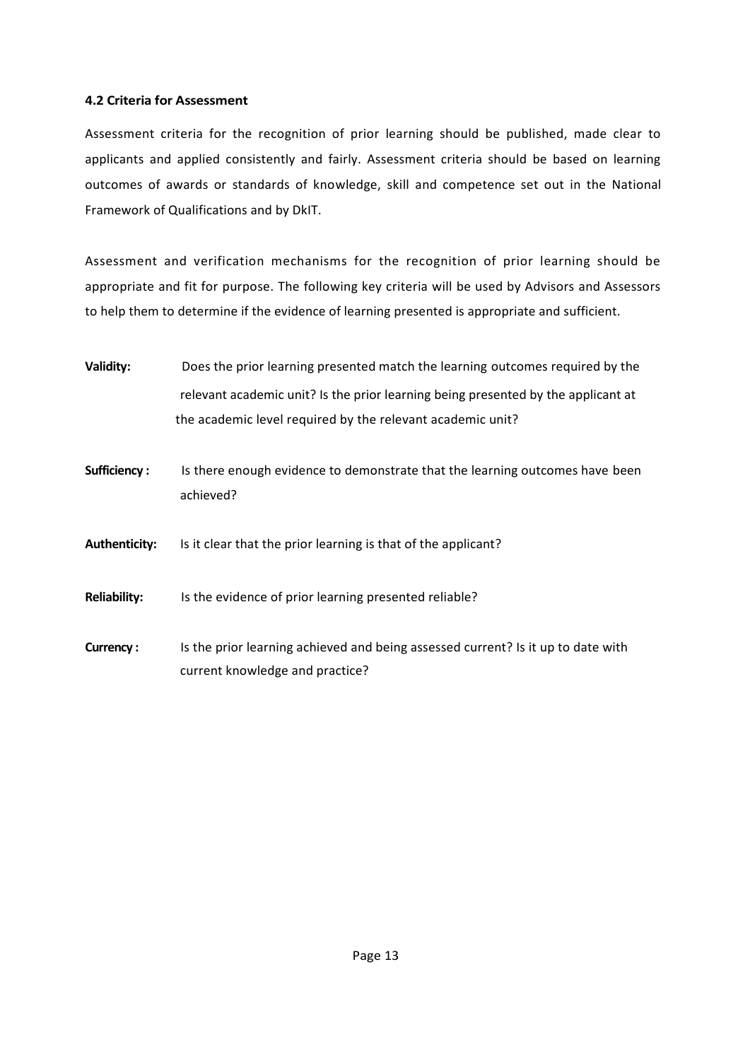### 4.2 Criteria for Assessment

Assessment criteria for the recognition of prior learning should be published, made clear to applicants and applied consistently and fairly. Assessment criteria should be based on learning outcomes of awards or standards of knowledge, skill and competence set out in the National Framework of Qualifications and by DkIT.

Assessment and verification mechanisms for the recognition of prior learning should be appropriate and fit for purpose. The following key criteria will be used by Advisors and Assessors to help them to determine if the evidence of learning presented is appropriate and sufficient.

**Validity:** Does the prior learning presented match the learning outcomes required by the relevant academic unit? Is the prior learning being presented by the applicant at the academic level required by the relevant academic unit?

**Sufficiency :** Is there enough evidence to demonstrate that the learning outcomes have been achieved?

**Authenticity:** Is it clear that the prior learning is that of the applicant?

**Reliability:** Is the evidence of prior learning presented reliable?

**Currency :** Is the prior learning achieved and being assessed current? Is it up to date with current knowledge and practice?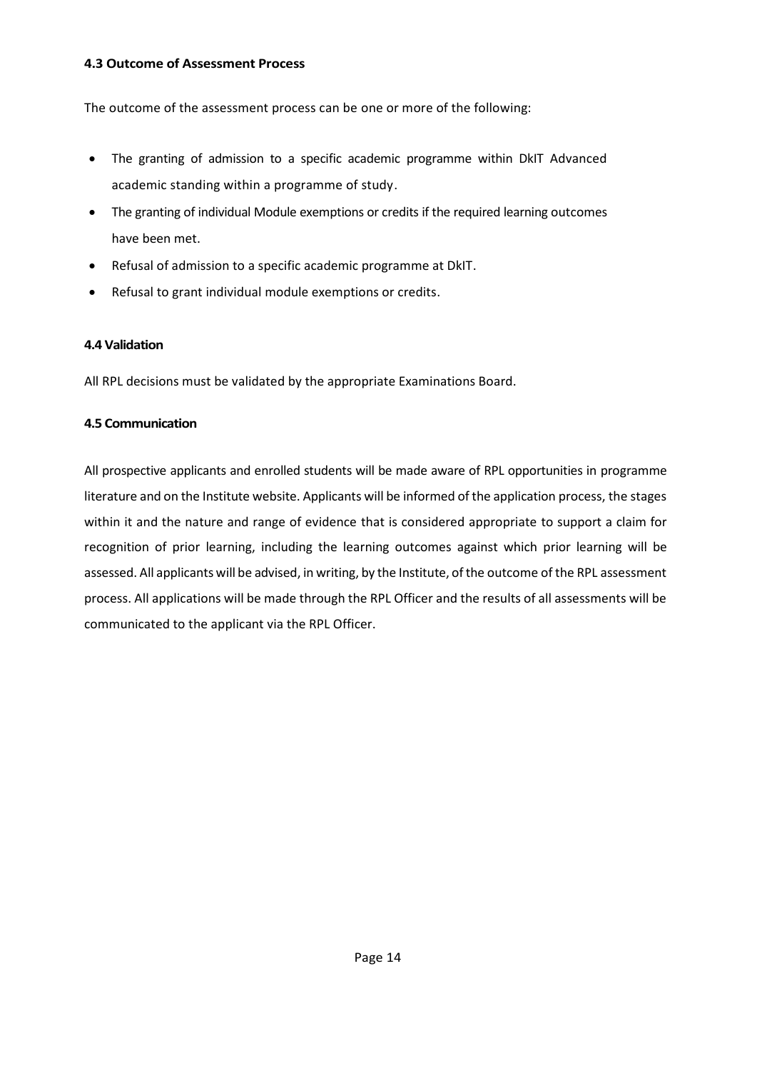### 4.3 Outcome of Assessment Process

The outcome of the assessment process can be one or more of the following:

- The granting of admission to a specific academic programme within DkIT Advanced academic standing within a programme of study.
- The granting of individual Module exemptions or credits if the required learning outcomes have been met.
- Refusal of admission to a specific academic programme at DkIT.
- Refusal to grant individual module exemptions or credits.

### 4.4 Validation

All RPL decisions must be validated by the appropriate Examinations Board.

### 4.5 Communication

All prospective applicants and enrolled students will be made aware of RPL opportunities in programme literature and on the Institute website. Applicants will be informed of the application process, the stages within it and the nature and range of evidence that is considered appropriate to support a claim for recognition of prior learning, including the learning outcomes against which prior learning will be assessed. All applicants will be advised, in writing, by the Institute, of the outcome of the RPL assessment process. All applications will be made through the RPL Officer and the results of all assessments will be communicated to the applicant via the RPL Officer.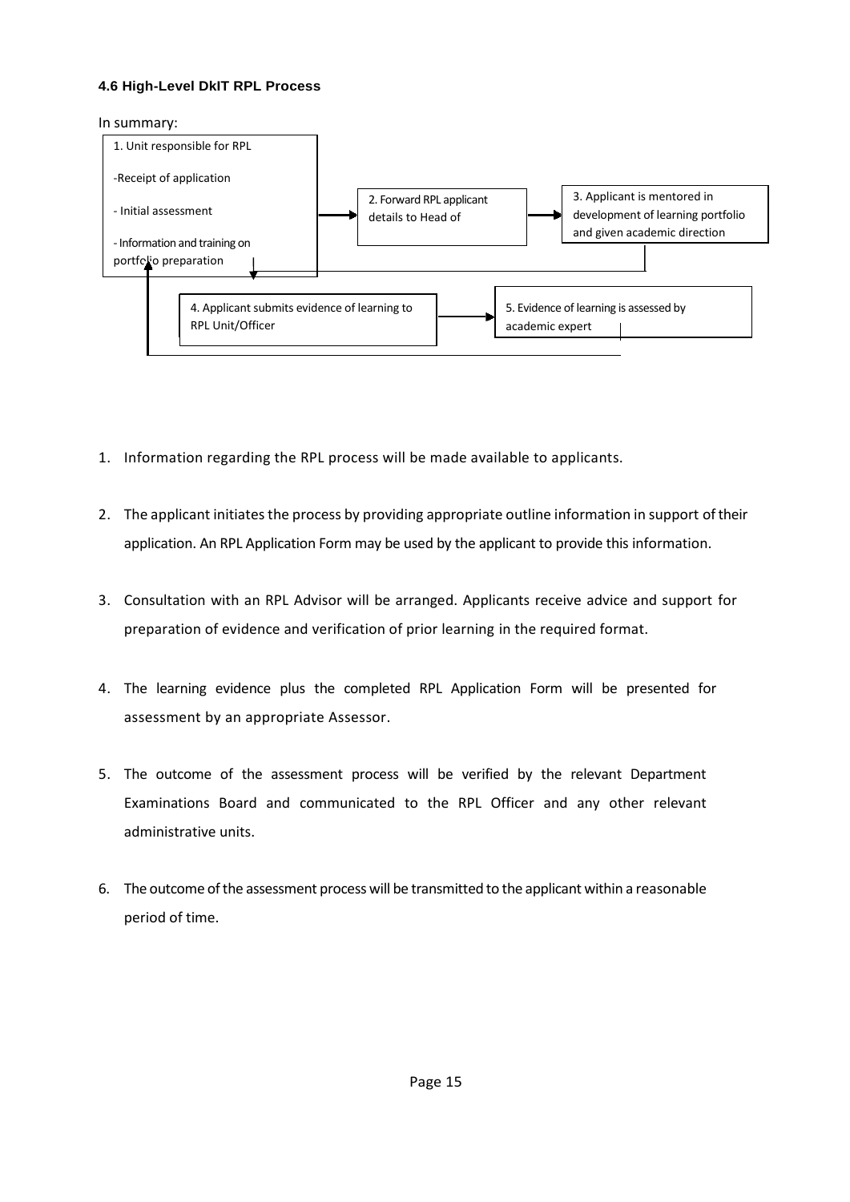#### 4.6 High-Level DkIT RPL Process

In summary:

1. Unit responsible for RPL

   -Receipt of application

   - Initial assessment

   - Information and training on portfolio preparation

2. Forward RPL applicant details to Head of

3. Applicant is mentored in development of learning portfolio and given academic direction

4. Applicant submits evidence of learning to RPL Unit/Officer

5. Evidence of learning is assessed by academic expert

---

1. Information regarding the RPL process will be made available to applicants.
2. The applicant initiates the process by providing appropriate outline information in support of their application. An RPL Application Form may be used by the applicant to provide this information.
3. Consultation with an RPL Advisor will be arranged. Applicants receive advice and support for preparation of evidence and verification of prior learning in the required format.
4. The learning evidence plus the completed RPL Application Form will be presented for assessment by an appropriate Assessor.
5. The outcome of the assessment process will be verified by the relevant Department Examinations Board and communicated to the RPL Officer and any other relevant administrative units.
6. The outcome of the assessment process will be transmitted to the applicant within a reasonable period of time.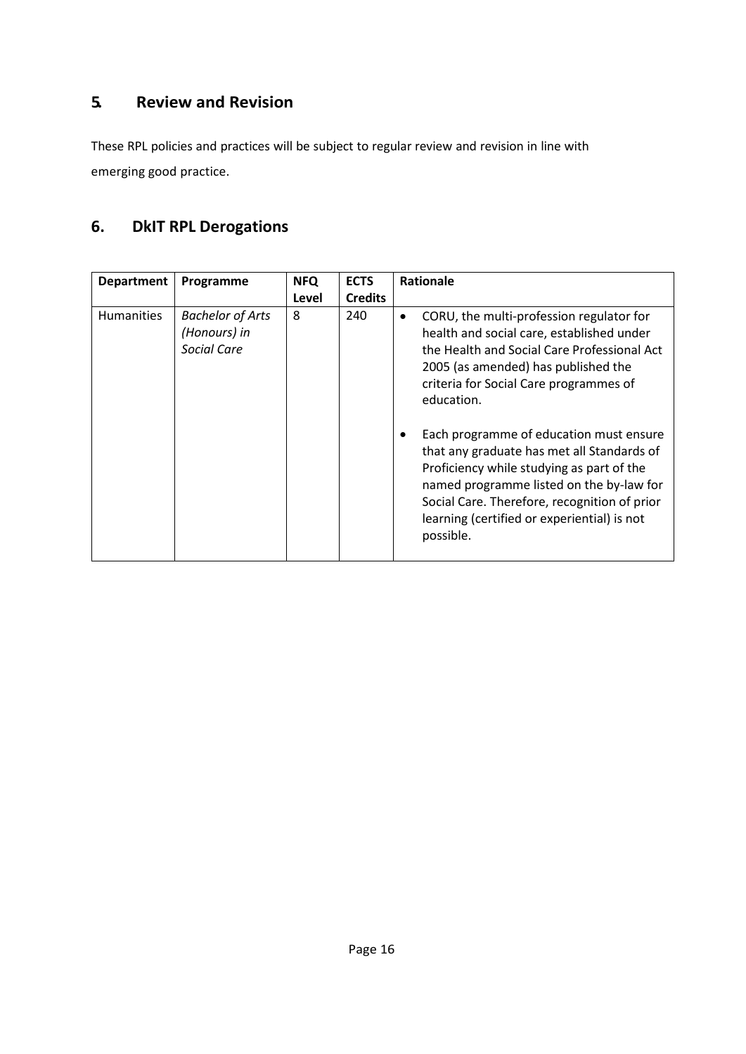## 5. Review and Revision

These RPL policies and practices will be subject to regular review and revision in line with emerging good practice.

## 6. DkIT RPL Derogations

| Department | Programme | NFQ Level | ECTS Credits | Rationale |
|---|---|---|---|---|
| Humanities | *Bachelor of Arts (Honours) in Social Care* | 8 | 240 | • CORU, the multi-profession regulator for health and social care, established under the Health and Social Care Professional Act 2005 (as amended) has published the criteria for Social Care programmes of education.<br><br>• Each programme of education must ensure that any graduate has met all Standards of Proficiency while studying as part of the named programme listed on the by-law for Social Care. Therefore, recognition of prior learning (certified or experiential) is not possible. |